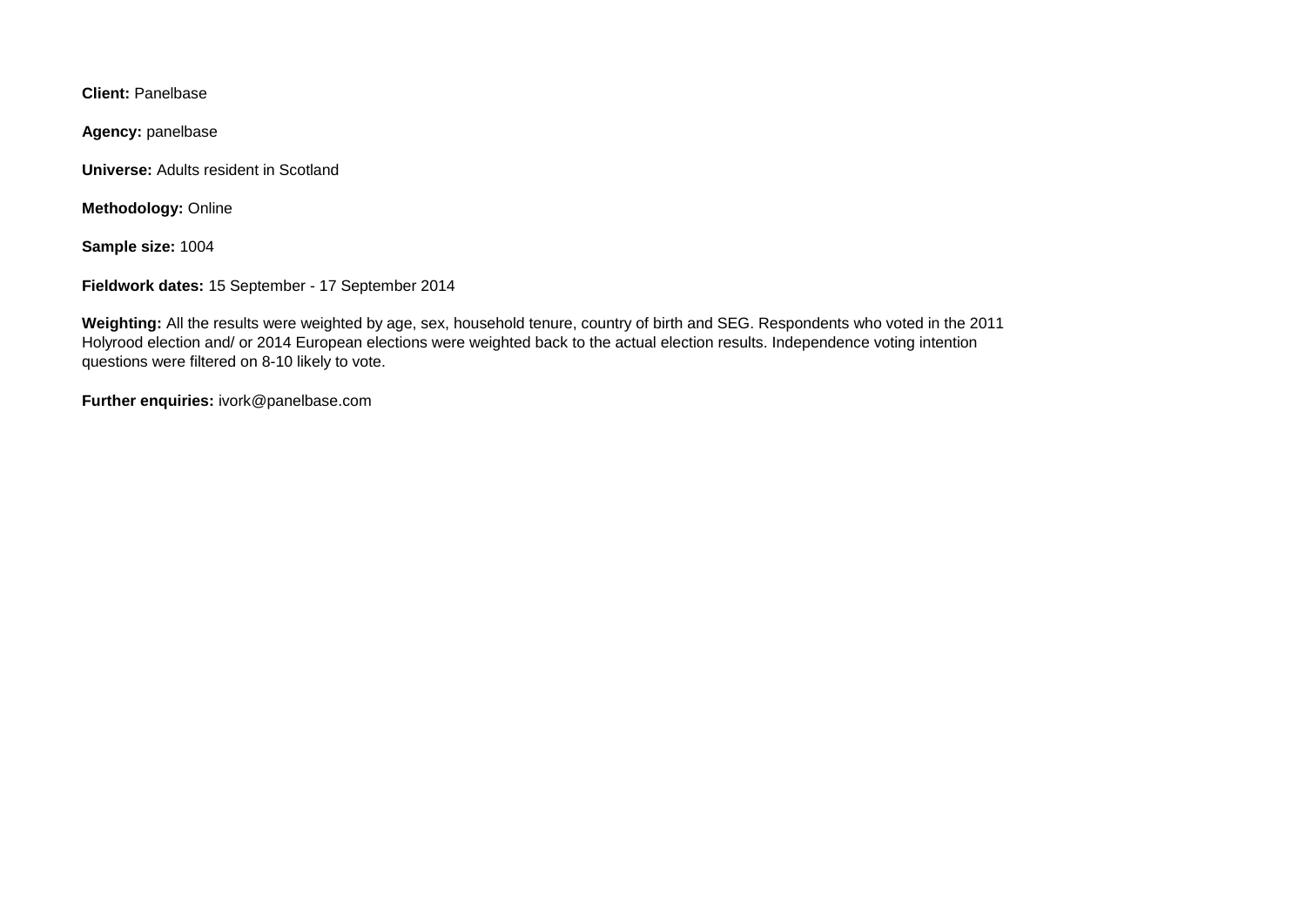**Client:** Panelbase

**Agency:** panelbase

**Universe:** Adults resident in Scotland

**Methodology:** Online

**Sample size:** 1004

**Fieldwork dates:** 15 September - 17 September 2014

**Weighting:** All the results were weighted by age, sex, household tenure, country of birth and SEG. Respondents who voted in the 2011 Holyrood election and/ or 2014 European elections were weighted back to the actual election results. Independence voting intention questions were filtered on 8-10 likely to vote.

**Further enquiries:** ivork@panelbase.com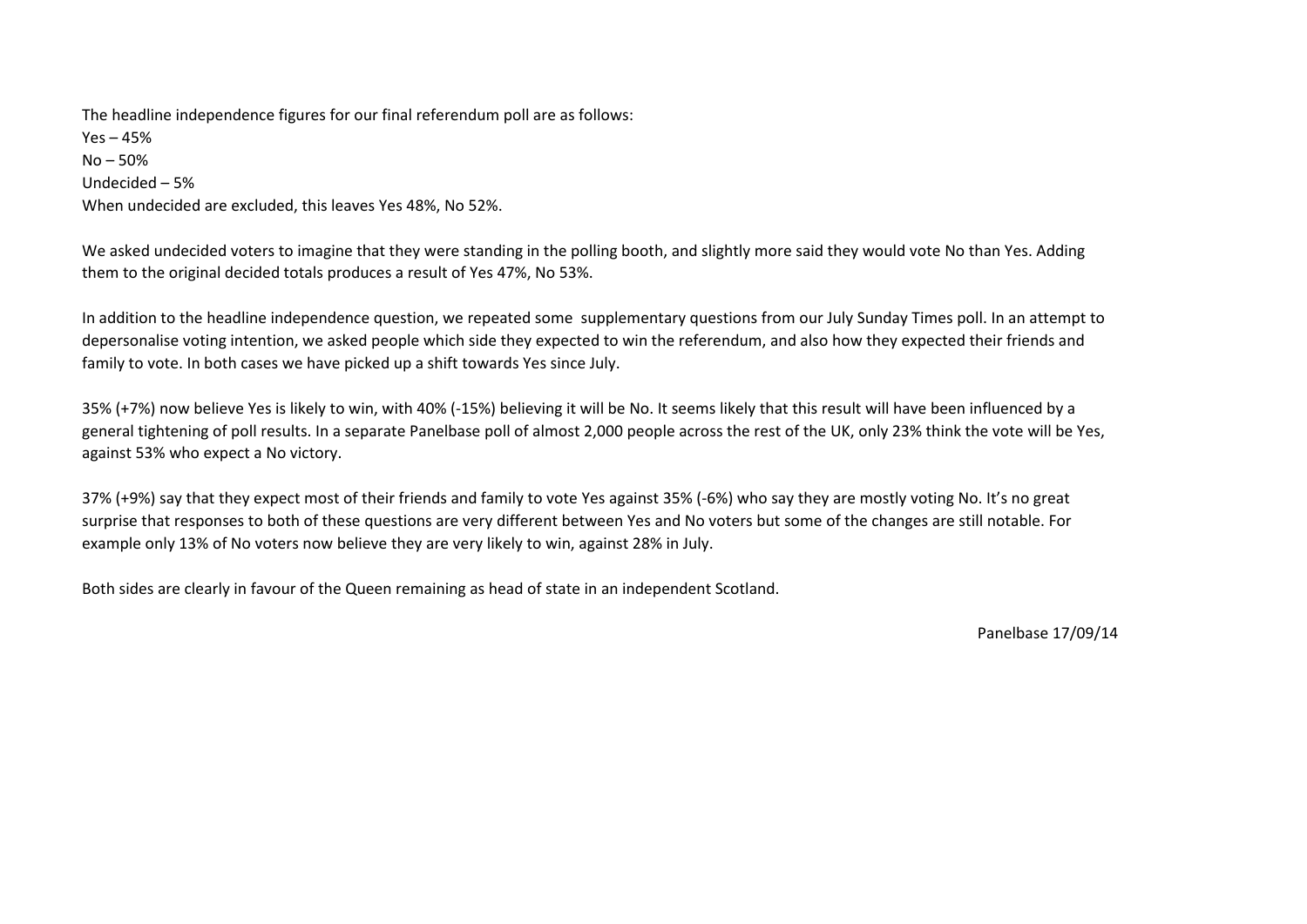The headline independence figures for our final referendum poll are as follows:
Yes – 45%
No – 50%
Undecided – 5%
When undecided are excluded, this leaves Yes 48%, No 52%.

We asked undecided voters to imagine that they were standing in the polling booth, and slightly more said they would vote No than Yes. Adding them to the original decided totals produces a result of Yes 47%, No 53%.

In addition to the headline independence question, we repeated some supplementary questions from our July Sunday Times poll. In an attempt to depersonalise voting intention, we asked people which side they expected to win the referendum, and also how they expected their friends and family to vote. In both cases we have picked up a shift towards Yes since July.

35% (+7%) now believe Yes is likely to win, with 40% (-15%) believing it will be No. It seems likely that this result will have been influenced by a general tightening of poll results. In a separate Panelbase poll of almost 2,000 people across the rest of the UK, only 23% think the vote will be Yes, against 53% who expect a No victory.

37% (+9%) say that they expect most of their friends and family to vote Yes against 35% (-6%) who say they are mostly voting No. It's no great surprise that responses to both of these questions are very different between Yes and No voters but some of the changes are still notable. For example only 13% of No voters now believe they are very likely to win, against 28% in July.

Both sides are clearly in favour of the Queen remaining as head of state in an independent Scotland.

Panelbase 17/09/14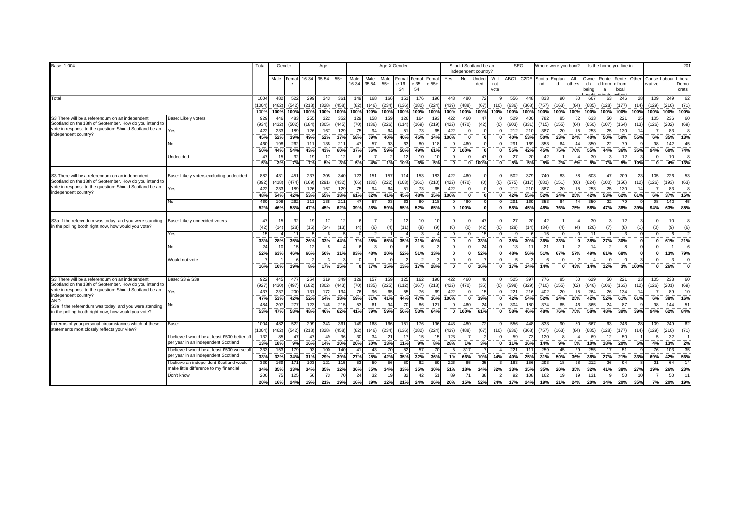Base: 1,004

| | | Total | Gender | | Age | | | Age X Gender | | | | | | Should Scotland be an independent country? | | | | SEG | | Where were you born? | | | Is the home you live in... | | | | | | | 201 |
|---|---|---|---|---|---|---|---|---|---|---|---|---|---|---|---|---|---|---|---|---|---|---|---|---|---|---|---|---|---|---|
| | | | Male | Female | 16-34 | 35-54 | 55+ | Male 16-34 | Male 35-54 | Male 55+ | Female 16-34 | Female 35-54 | Female 55+ | Yes | No | Undecided | Will not vote | ABC1 | C2DE | Scotland | England | All others | Owned / being bought | Rented from private | Rented from local author | Other | Conservative | Labour | Liberal Democrats |
| Total | | 1004 | 482 | 522 | 299 | 343 | 361 | 149 | 168 | 166 | 151 | 176 | 196 | 443 | 480 | 72 | 9 | 556 | 448 | 833 | 90 | 80 | 667 | 63 | 246 | 28 | 109 | 249 | 62 |
| | | (1004) | (462) | (542) | (218) | (328) | (458) | (82) | (146) | (234) | (136) | (182) | (224) | (439) | (488) | (67) | (10) | (636) | (368) | (757) | (163) | (84) | (685) | (128) | (177) | (14) | (129) | (210) | (71) |
| | | 100% | 100% | 100% | 100% | 100% | 100% | 100% | 100% | 100% | 100% | 100% | 100% | 100% | 100% | 100% | 100% | 100% | 100% | 100% | 100% | 100% | 100% | 100% | 100% | 100% | 100% | 100% | 100% |
| S3 There will be a referendum on an independent Scotland on the 18th of September. How do you intend to vote in response to the question: Should Scotland be an independent country? | Base: Likely voters | 929 | 446 | 483 | 255 | 322 | 352 | 129 | 158 | 159 | 126 | 164 | 193 | 422 | 460 | 47 | 0 | 529 | 400 | 782 | 85 | 62 | 633 | 50 | 221 | 25 | 105 | 236 | 60 |
| | | (934) | (432) | (502) | (184) | (305) | (445) | (70) | (136) | (226) | (114) | (169) | (219) | (422) | (470) | (42) | (0) | (603) | (331) | (715) | (155) | (64) | (650) | (107) | (164) | (13) | (126) | (202) | (69) |
| | Yes | 422 | 233 | 189 | 126 | 167 | 129 | 75 | 94 | 64 | 51 | 73 | 65 | 422 | 0 | 0 | 0 | 212 | 210 | 387 | 20 | 15 | 253 | 25 | 130 | 14 | 7 | 83 | 8 |
| | | 45% | 52% | 39% | 49% | 52% | 37% | 58% | 59% | 40% | 40% | 45% | 34% | 100% | 0 | 0 | 0 | 40% | 53% | 50% | 23% | 24% | 40% | 50% | 59% | 55% | 6% | 35% | 13% |
| | No | 460 | 198 | 262 | 111 | 138 | 211 | 47 | 57 | 93 | 63 | 80 | 118 | 0 | 460 | 0 | 0 | 291 | 169 | 353 | 64 | 44 | 350 | 22 | 79 | 9 | 98 | 142 | 45 |
| | | 50% | 44% | 54% | 43% | 43% | 60% | 37% | 36% | 59% | 50% | 49% | 61% | 0 | 100% | 0 | 0 | 55% | 42% | 45% | 75% | 70% | 55% | 44% | 36% | 35% | 94% | 60% | 74% |
| | Undecided | 47 | 15 | 32 | 19 | 17 | 12 | 6 | 7 | 2 | 12 | 10 | 10 | 0 | 0 | 47 | 0 | 27 | 20 | 42 | 1 | 4 | 30 | 3 | 12 | 3 | 0 | 10 | 8 |
| | | 5% | 3% | 7% | 7% | 5% | 3% | 5% | 4% | 1% | 10% | 6% | 5% | 0 | 0 | 100% | 0 | 5% | 5% | 5% | 2% | 6% | 5% | 7% | 5% | 10% | 0 | 4% | 13% |
| S3 There will be a referendum on an independent Scotland on the 18th of September. How do you intend to vote in response to the question: Should Scotland be an independent country? | Base: Likely voters excluding undecided | 882 | 431 | 451 | 237 | 305 | 340 | 123 | 151 | 157 | 114 | 153 | 183 | 422 | 460 | 0 | 0 | 502 | 379 | 740 | 83 | 58 | 603 | 47 | 209 | 23 | 105 | 226 | 53 |
| | | (892) | (418) | (474) | (169) | (291) | (432) | (66) | (130) | (222) | (103) | (161) | (210) | (422) | (470) | (0) | (0) | (575) | (317) | (681) | (151) | (60) | (624) | (100) | (156) | (12) | (126) | (193) | (63) |
| | Yes | 422 | 233 | 189 | 126 | 167 | 129 | 75 | 94 | 64 | 51 | 73 | 65 | 422 | 0 | 0 | 0 | 212 | 210 | 387 | 20 | 15 | 253 | 25 | 130 | 14 | 7 | 83 | 8 |
| | | 48% | 54% | 42% | 53% | 55% | 38% | 61% | 62% | 41% | 45% | 48% | 35% | 100% | 0 | 0 | 0 | 42% | 55% | 52% | 24% | 25% | 42% | 53% | 62% | 61% | 6% | 37% | 15% |
| | No | 460 | 198 | 262 | 111 | 138 | 211 | 47 | 57 | 93 | 63 | 80 | 118 | 0 | 460 | 0 | 0 | 291 | 169 | 353 | 64 | 44 | 350 | 22 | 79 | 9 | 98 | 142 | 45 |
| | | 52% | 46% | 58% | 47% | 45% | 62% | 39% | 38% | 59% | 55% | 52% | 65% | 0 | 100% | 0 | 0 | 58% | 45% | 48% | 76% | 75% | 58% | 47% | 38% | 39% | 94% | 63% | 85% |
| S3a If the referendum was today, and you were standing in the polling booth right now, how would you vote? | Base: Likely undecided voters | 47 | 15 | 32 | 19 | 17 | 12 | 6 | 7 | 2 | 12 | 10 | 10 | 0 | 0 | 47 | 0 | 27 | 20 | 42 | 1 | 4 | 30 | 3 | 12 | 3 | 0 | 10 | 8 |
| | | (42) | (14) | (28) | (15) | (14) | (13) | (4) | (6) | (4) | (11) | (8) | (9) | (0) | (0) | (42) | (0) | (28) | (14) | (34) | (4) | (4) | (26) | (7) | (8) | (1) | (0) | (9) | (6) |
| | Yes | 15 | 4 | 11 | 5 | 6 | 5 | 0 | 2 | 1 | 4 | 3 | 4 | 0 | 0 | 15 | 0 | 9 | 6 | 15 | 0 | 0 | 11 | 1 | 3 | 0 | 0 | 6 | 2 |
| | | 33% | 28% | 35% | 26% | 33% | 44% | 7% | 35% | 65% | 35% | 31% | 40% | 0 | 0 | 33% | 0 | 35% | 30% | 36% | 33% | 0 | 38% | 27% | 30% | 0 | 0 | 61% | 21% |
| | No | 24 | 10 | 15 | 12 | 8 | 4 | 6 | 3 | 0 | 6 | 5 | 3 | 0 | 0 | 24 | 0 | 13 | 11 | 21 | 1 | 2 | 14 | 2 | 8 | 0 | 0 | 1 | 6 |
| | | 52% | 63% | 46% | 66% | 50% | 31% | 93% | 48% | 20% | 52% | 51% | 33% | 0 | 0 | 52% | 0 | 48% | 56% | 51% | 67% | 57% | 49% | 61% | 68% | 0 | 0 | 13% | 79% |
| | Would not vote | 7 | 1 | 6 | 2 | 3 | 3 | 0 | 1 | 0 | 2 | 2 | 3 | 0 | 0 | 7 | 0 | 5 | 3 | 6 | 0 | 2 | 4 | 0 | 0 | 3 | 0 | 3 | 0 |
| | | 16% | 10% | 19% | 8% | 17% | 25% | 0 | 17% | 15% | 13% | 17% | 28% | 0 | 0 | 16% | 0 | 17% | 14% | 14% | 0 | 43% | 14% | 12% | 3% | 100% | 0 | 26% | 0 |
| S3 There will be a referendum on an independent Scotland on the 18th of September. How do you intend to vote in response to the question: Should Scotland be an independent country? AND S3a If the referendum was today, and you were standing in the polling booth right now, how would you vote? | Base: S3 & S3a | 922 | 445 | 477 | 254 | 319 | 349 | 129 | 157 | 159 | 125 | 162 | 190 | 422 | 460 | 40 | 0 | 525 | 397 | 776 | 85 | 60 | 629 | 50 | 221 | 23 | 105 | 233 | 60 |
| | | (927) | (430) | (497) | (182) | (302) | (443) | (70) | (135) | (225) | (112) | (167) | (218) | (422) | (470) | (35) | (0) | (598) | (329) | (710) | (155) | (62) | (646) | (106) | (163) | (12) | (126) | (201) | (69) |
| | Yes | 437 | 237 | 200 | 131 | 172 | 134 | 76 | 96 | 65 | 55 | 76 | 69 | 422 | 0 | 15 | 0 | 221 | 216 | 402 | 20 | 15 | 264 | 26 | 134 | 14 | 7 | 89 | 10 |
| | | 47% | 53% | 42% | 52% | 54% | 38% | 59% | 61% | 41% | 44% | 47% | 36% | 100% | 0 | 39% | 0 | 42% | 54% | 52% | 24% | 25% | 42% | 52% | 61% | 61% | 6% | 38% | 16% |
| | No | 484 | 207 | 277 | 123 | 146 | 215 | 53 | 61 | 94 | 70 | 86 | 121 | 0 | 460 | 24 | 0 | 304 | 180 | 374 | 65 | 46 | 365 | 24 | 87 | 9 | 98 | 144 | 51 |
| | | 53% | 47% | 58% | 48% | 46% | 62% | 41% | 39% | 59% | 56% | 53% | 64% | 0 | 100% | 61% | 0 | 58% | 46% | 48% | 76% | 75% | 58% | 48% | 39% | 39% | 94% | 62% | 84% |
| In terms of your personal circumstances which of these statements most closely reflects your view? | Base: | 1004 | 482 | 522 | 299 | 343 | 361 | 149 | 168 | 166 | 151 | 176 | 196 | 443 | 480 | 72 | 9 | 556 | 448 | 833 | 90 | 80 | 667 | 63 | 246 | 28 | 109 | 249 | 62 |
| | | (1004) | (462) | (542) | (218) | (328) | (458) | (82) | (146) | (234) | (136) | (182) | (224) | (439) | (488) | (67) | (10) | (636) | (368) | (757) | (163) | (84) | (685) | (128) | (177) | (14) | (129) | (210) | (71) |
| | I believe I would be at least £500 better off per year in an independent Scotland | 132 | 85 | 47 | 47 | 49 | 36 | 30 | 34 | 21 | 17 | 15 | 15 | 123 | 7 | 2 | 0 | 59 | 73 | 120 | 8 | 4 | 69 | 12 | 50 | 1 | 5 | 32 | 1 |
| | | 13% | 18% | 9% | 16% | 14% | 10% | 20% | 20% | 13% | 11% | 9% | 8% | 28% | 1% | 3% | 0 | 11% | 16% | 14% | 9% | 5% | 10% | 18% | 20% | 5% | 4% | 13% | 2% |
| | I believe I would be at least £500 worse off per year in an independent Scotland | 333 | 153 | 179 | 93 | 100 | 140 | 41 | 43 | 70 | 52 | 57 | 70 | 5 | 317 | 7 | 4 | 221 | 111 | 259 | 45 | 29 | 255 | 17 | 51 | 9 | 76 | 103 | 35 |
| | | 33% | 32% | 34% | 31% | 29% | 39% | 27% | 25% | 42% | 35% | 32% | 36% | 1% | 66% | 10% | 44% | 40% | 25% | 31% | 50% | 36% | 38% | 27% | 21% | 33% | 69% | 42% | 56% |
| | I believe an independent Scotland would make little difference to my financial | 339 | 169 | 171 | 103 | 121 | 115 | 53 | 59 | 56 | 50 | 62 | 59 | 226 | 85 | 25 | 3 | 183 | 156 | 293 | 18 | 28 | 212 | 26 | 94 | 8 | 21 | 64 | 14 |
| | | 34% | 35% | 33% | 34% | 35% | 32% | 36% | 35% | 34% | 33% | 35% | 30% | 51% | 18% | 34% | 32% | 33% | 35% | 35% | 20% | 35% | 32% | 41% | 38% | 27% | 19% | 26% | 23% |
| | Don't know | 200 | 75 | 125 | 56 | 73 | 70 | 24 | 32 | 19 | 32 | 42 | 51 | 89 | 71 | 38 | 2 | 92 | 108 | 162 | 19 | 19 | 131 | 9 | 50 | 10 | 7 | 50 | 11 |
| | | 20% | 16% | 24% | 19% | 21% | 19% | 16% | 19% | 12% | 21% | 24% | 26% | 20% | 15% | 52% | 24% | 17% | 24% | 19% | 21% | 24% | 20% | 14% | 20% | 35% | 7% | 20% | 19% |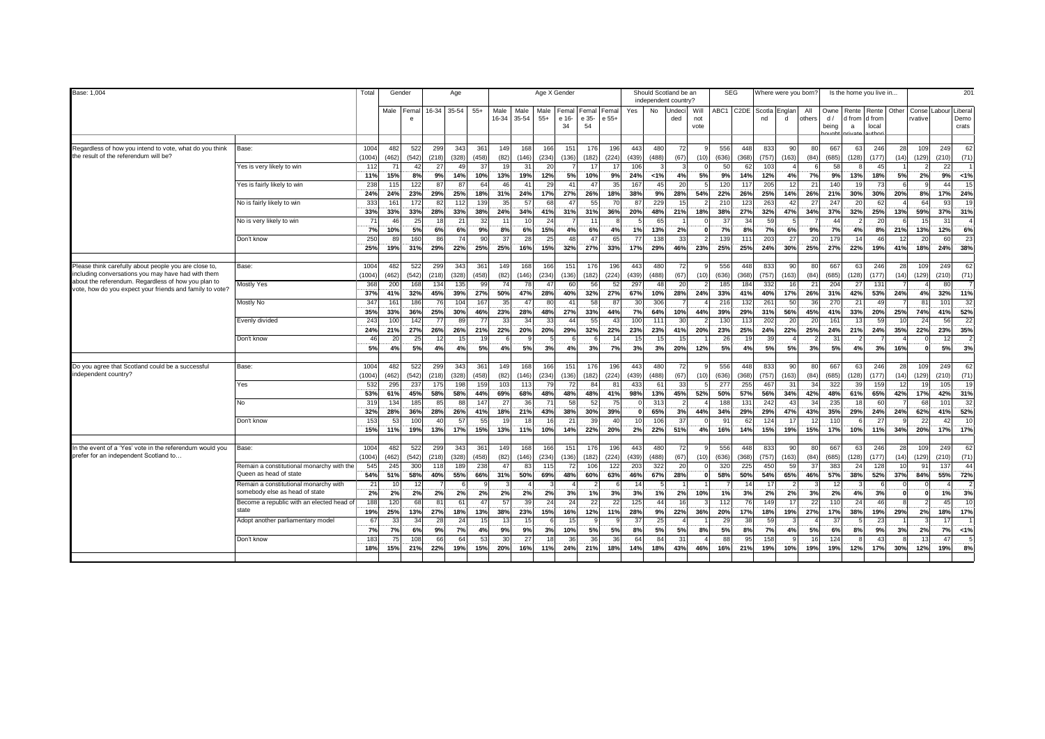Base: 1,004

| | | Total | Gender | | Age | | | Age X Gender | | | | | | Should Scotland be an independent country? | | | | SEG | | Where were you born? | | | Is the home you live in... | | | | | | |
|---|---|---|---|---|---|---|---|---|---|---|---|---|---|---|---|---|---|---|---|---|---|---|---|---|---|---|---|---|---|
| | | | Male | Female | 16-34 | 35-54 | 55+ | Male 16-34 | Male 35-54 | Male 55+ | Female 16-34 | Female 35-54 | Female 55+ | Yes | No | Undecided | Will not vote | ABC1 | C2DE | Scotland | England | All others | Owned / being bought | Rented from private | Rented from local authority | Other | Conservative | Labour | Liberal Democrats |
| Regardless of how you intend to vote, what do you think the result of the referendum will be? | Base: | 1004 | 482 | 522 | 299 | 343 | 361 | 149 | 168 | 166 | 151 | 176 | 196 | 443 | 480 | 72 | 9 | 556 | 448 | 833 | 90 | 80 | 667 | 63 | 246 | 28 | 109 | 249 | 62 |
| | | (1004) | (462) | (542) | (218) | (328) | (458) | (82) | (146) | (234) | (136) | (182) | (224) | (439) | (488) | (67) | (10) | (636) | (368) | (757) | (163) | (84) | (685) | (128) | (177) | (14) | (129) | (210) | (71) |
| | Yes is very likely to win | 112 | 71 | 42 | 27 | 49 | 37 | 19 | 31 | 20 | 7 | 17 | 17 | 106 | 3 | 3 | 0 | 50 | 62 | 103 | 4 | 6 | 58 | 8 | 45 | 1 | 2 | 22 | 1 |
| | | 11% | 15% | 8% | 9% | 14% | 10% | 13% | 19% | 12% | 5% | 10% | 9% | 24% | <1% | 4% | 5% | 9% | 14% | 12% | 4% | 7% | 9% | 13% | 18% | 5% | 2% | 9% | <1% |
| | Yes is fairly likely to win | 238 | 115 | 122 | 87 | 87 | 64 | 46 | 41 | 29 | 41 | 47 | 35 | 167 | 45 | 20 | 5 | 120 | 117 | 205 | 12 | 21 | 140 | 19 | 73 | 6 | 9 | 44 | 15 |
| | | 24% | 24% | 23% | 29% | 25% | 18% | 31% | 24% | 17% | 27% | 26% | 18% | 38% | 9% | 28% | 54% | 22% | 26% | 25% | 14% | 26% | 21% | 30% | 30% | 20% | 8% | 17% | 24% |
| | No is fairly likely to win | 333 | 161 | 172 | 82 | 112 | 139 | 35 | 57 | 68 | 47 | 55 | 70 | 87 | 229 | 15 | 2 | 210 | 123 | 263 | 42 | 27 | 247 | 20 | 62 | 4 | 64 | 93 | 19 |
| | | 33% | 33% | 33% | 28% | 33% | 38% | 24% | 34% | 41% | 31% | 31% | 36% | 20% | 48% | 21% | 18% | 38% | 27% | 32% | 47% | 34% | 37% | 32% | 25% | 13% | 59% | 37% | 31% |
| | No is very likely to win | 71 | 46 | 25 | 18 | 21 | 32 | 11 | 10 | 24 | 7 | 11 | 8 | 5 | 65 | 1 | 0 | 37 | 34 | 59 | 5 | 7 | 44 | 2 | 20 | 6 | 15 | 31 | 4 |
| | | 7% | 10% | 5% | 6% | 6% | 9% | 8% | 6% | 15% | 4% | 6% | 4% | 1% | 13% | 2% | 0 | 7% | 8% | 7% | 6% | 9% | 7% | 4% | 8% | 21% | 13% | 12% | 6% |
| | Don't know | 250 | 89 | 160 | 86 | 74 | 90 | 37 | 28 | 25 | 48 | 47 | 65 | 77 | 138 | 33 | 2 | 139 | 111 | 203 | 27 | 20 | 179 | 14 | 46 | 12 | 20 | 60 | 23 |
| | | 25% | 19% | 31% | 29% | 22% | 25% | 25% | 16% | 15% | 32% | 27% | 33% | 17% | 29% | 46% | 23% | 25% | 25% | 24% | 30% | 25% | 27% | 22% | 19% | 41% | 18% | 24% | 38% |
| Please think carefully about people you are close to, including conversations you may have had with them about the referendum. Regardless of how you plan to vote, how do you expect your friends and family to vote? | Base: | 1004 | 482 | 522 | 299 | 343 | 361 | 149 | 168 | 166 | 151 | 176 | 196 | 443 | 480 | 72 | 9 | 556 | 448 | 833 | 90 | 80 | 667 | 63 | 246 | 28 | 109 | 249 | 62 |
| | | (1004) | (462) | (542) | (218) | (328) | (458) | (82) | (146) | (234) | (136) | (182) | (224) | (439) | (488) | (67) | (10) | (636) | (368) | (757) | (163) | (84) | (685) | (128) | (177) | (14) | (129) | (210) | (71) |
| | Mostly Yes | 368 | 200 | 168 | 134 | 135 | 99 | 74 | 78 | 47 | 60 | 56 | 52 | 297 | 48 | 20 | 2 | 185 | 184 | 332 | 16 | 21 | 204 | 27 | 131 | 7 | 4 | 80 | 7 |
| | | 37% | 41% | 32% | 45% | 39% | 27% | 50% | 47% | 28% | 40% | 32% | 27% | 67% | 10% | 28% | 24% | 33% | 41% | 40% | 17% | 26% | 31% | 42% | 53% | 24% | 4% | 32% | 11% |
| | Mostly No | 347 | 161 | 186 | 76 | 104 | 167 | 35 | 47 | 80 | 41 | 58 | 87 | 30 | 306 | 7 | 4 | 216 | 132 | 261 | 50 | 36 | 270 | 21 | 49 | 7 | 81 | 101 | 32 |
| | | 35% | 33% | 36% | 25% | 30% | 46% | 23% | 28% | 48% | 27% | 33% | 44% | 7% | 64% | 10% | 44% | 39% | 29% | 31% | 56% | 45% | 41% | 33% | 20% | 25% | 74% | 41% | 52% |
| | Evenly divided | 243 | 100 | 142 | 77 | 89 | 77 | 33 | 34 | 33 | 44 | 55 | 43 | 100 | 111 | 30 | 2 | 130 | 113 | 202 | 20 | 20 | 161 | 13 | 59 | 10 | 24 | 56 | 22 |
| | | 24% | 21% | 27% | 26% | 26% | 21% | 22% | 20% | 20% | 29% | 32% | 22% | 23% | 23% | 41% | 20% | 23% | 25% | 24% | 22% | 25% | 24% | 21% | 24% | 35% | 22% | 23% | 35% |
| | Don't know | 46 | 20 | 25 | 12 | 15 | 19 | 6 | 9 | 5 | 6 | 6 | 14 | 15 | 15 | 15 | 1 | 26 | 19 | 39 | 4 | 2 | 31 | 2 | 7 | 4 | 0 | 12 | 2 |
| | | 5% | 4% | 5% | 4% | 4% | 5% | 4% | 5% | 3% | 4% | 3% | 7% | 3% | 3% | 20% | 12% | 5% | 4% | 5% | 5% | 3% | 5% | 4% | 3% | 16% | 0 | 5% | 3% |
| Do you agree that Scotland could be a successful independent country? | Base: | 1004 | 482 | 522 | 299 | 343 | 361 | 149 | 168 | 166 | 151 | 176 | 196 | 443 | 480 | 72 | 9 | 556 | 448 | 833 | 90 | 80 | 667 | 63 | 246 | 28 | 109 | 249 | 62 |
| | | (1004) | (462) | (542) | (218) | (328) | (458) | (82) | (146) | (234) | (136) | (182) | (224) | (439) | (488) | (67) | (10) | (636) | (368) | (757) | (163) | (84) | (685) | (128) | (177) | (14) | (129) | (210) | (71) |
| | Yes | 532 | 295 | 237 | 175 | 198 | 159 | 103 | 113 | 79 | 72 | 84 | 81 | 433 | 61 | 33 | 5 | 277 | 255 | 467 | 31 | 34 | 322 | 39 | 159 | 12 | 19 | 105 | 19 |
| | | 53% | 61% | 45% | 58% | 58% | 44% | 69% | 68% | 48% | 48% | 48% | 41% | 98% | 13% | 45% | 52% | 50% | 57% | 56% | 34% | 42% | 48% | 61% | 65% | 42% | 17% | 42% | 31% |
| | No | 319 | 134 | 185 | 85 | 88 | 147 | 27 | 36 | 71 | 58 | 52 | 75 | 0 | 313 | 2 | 4 | 188 | 131 | 242 | 43 | 34 | 235 | 18 | 60 | 7 | 68 | 101 | 32 |
| | | 32% | 28% | 36% | 28% | 26% | 41% | 18% | 21% | 43% | 38% | 30% | 39% | 0 | 65% | 3% | 44% | 34% | 29% | 29% | 47% | 43% | 35% | 29% | 24% | 24% | 62% | 41% | 52% |
| | Don't know | 153 | 53 | 100 | 40 | 57 | 55 | 19 | 18 | 16 | 21 | 39 | 40 | 10 | 106 | 37 | 0 | 91 | 62 | 124 | 17 | 12 | 110 | 6 | 27 | 9 | 22 | 42 | 10 |
| | | 15% | 11% | 19% | 13% | 17% | 15% | 13% | 11% | 10% | 14% | 22% | 20% | 2% | 22% | 51% | 4% | 16% | 14% | 15% | 19% | 15% | 17% | 10% | 11% | 34% | 20% | 17% | 17% |
| In the event of a 'Yes' vote in the referendum would you prefer for an independent Scotland to… | Base: | 1004 | 482 | 522 | 299 | 343 | 361 | 149 | 168 | 166 | 151 | 176 | 196 | 443 | 480 | 72 | 9 | 556 | 448 | 833 | 90 | 80 | 667 | 63 | 246 | 28 | 109 | 249 | 62 |
| | | (1004) | (462) | (542) | (218) | (328) | (458) | (82) | (146) | (234) | (136) | (182) | (224) | (439) | (488) | (67) | (10) | (636) | (368) | (757) | (163) | (84) | (685) | (128) | (177) | (14) | (129) | (210) | (71) |
| | Remain a constitutional monarchy with the Queen as head of state | 545 | 245 | 300 | 118 | 189 | 238 | 47 | 83 | 115 | 72 | 106 | 122 | 203 | 322 | 20 | 0 | 320 | 225 | 450 | 59 | 37 | 383 | 24 | 128 | 10 | 91 | 137 | 44 |
| | | 54% | 51% | 58% | 40% | 55% | 66% | 31% | 50% | 69% | 48% | 60% | 63% | 46% | 67% | 28% | 0 | 58% | 50% | 54% | 65% | 46% | 57% | 38% | 52% | 37% | 84% | 55% | 72% |
| | Remain a constitutional monarchy with somebody else as head of state | 21 | 10 | 12 | 7 | 6 | 9 | 3 | 4 | 3 | 4 | 2 | 6 | 14 | 5 | 1 | 1 | 7 | 14 | 17 | 2 | 3 | 12 | 3 | 6 | 0 | 0 | 1 | 2 |
| | | 2% | 2% | 2% | 2% | 2% | 2% | 2% | 2% | 2% | 3% | 1% | 3% | 3% | 1% | 2% | 10% | 1% | 3% | 2% | 2% | 3% | 2% | 4% | 3% | 0 | 0 | 1% | 3% |
| | Become a republic with an elected head of state | 188 | 120 | 68 | 81 | 61 | 47 | 57 | 39 | 24 | 24 | 22 | 22 | 125 | 44 | 16 | 3 | 112 | 76 | 149 | 17 | 22 | 110 | 24 | 46 | 8 | 2 | 45 | 10 |
| | | 19% | 25% | 13% | 27% | 18% | 13% | 38% | 23% | 15% | 16% | 12% | 11% | 28% | 9% | 22% | 36% | 20% | 17% | 18% | 19% | 27% | 17% | 38% | 19% | 29% | 2% | 18% | 17% |
| | Adopt another parliamentary model | 67 | 33 | 34 | 28 | 24 | 15 | 13 | 15 | 6 | 15 | 9 | 9 | 37 | 25 | 4 | 1 | 29 | 38 | 59 | 3 | 4 | 37 | 5 | 23 | 1 | 3 | 17 | 1 |
| | | 7% | 7% | 6% | 9% | 7% | 4% | 9% | 9% | 3% | 10% | 5% | 5% | 8% | 5% | 5% | 8% | 5% | 8% | 7% | 4% | 5% | 6% | 8% | 9% | 3% | 2% | 7% | <1% |
| | Don't know | 183 | 75 | 108 | 66 | 64 | 53 | 30 | 27 | 18 | 36 | 36 | 36 | 64 | 84 | 31 | 4 | 88 | 95 | 158 | 9 | 16 | 124 | 8 | 43 | 8 | 13 | 47 | 5 |
| | | 18% | 15% | 21% | 22% | 19% | 15% | 20% | 16% | 11% | 24% | 21% | 18% | 14% | 18% | 43% | 46% | 16% | 21% | 19% | 10% | 19% | 19% | 12% | 17% | 30% | 12% | 19% | 8% |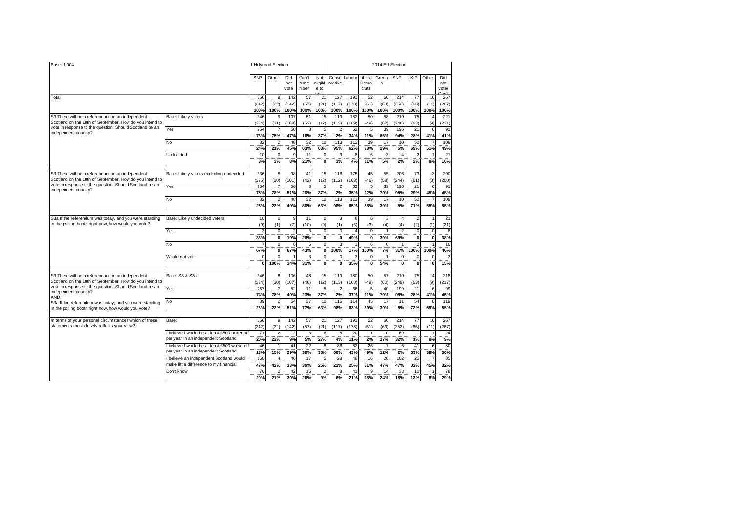Base: 1,004

| | | 1 Holyrood Election | | | | | 2014 EU Election | | | | | | | | |
|---|---|---|---|---|---|---|---|---|---|---|---|---|---|---|---|
| | | SNP | Other | Did not vote | Can't remember | Not eligible to vote | Conservative | Labour | Liberal Democrats | Greens | SNP | UKIP | Other | Did not vote/ Can't |
| Total | | 356 | 9 | 142 | 57 | 21 | 127 | 191 | 52 | 60 | 214 | 77 | 16 | 267 |
| | | (342) | (32) | (142) | (57) | (21) | (117) | (178) | (51) | (63) | (252) | (65) | (11) | (267) |
| | | 100% | 100% | 100% | 100% | 100% | 100% | 100% | 100% | 100% | 100% | 100% | 100% | 100% |
| S3 There will be a referendum on an independent Scotland on the 18th of September. How do you intend to vote in response to the question: Should Scotland be an independent country? | Base: Likely voters | 346 | 9 | 107 | 51 | 15 | 119 | 182 | 50 | 58 | 210 | 75 | 14 | 221 |
| | | (334) | (31) | (108) | (52) | (12) | (113) | (169) | (49) | (62) | (248) | (63) | (9) | (221) |
| | Yes | 254 | 7 | 50 | 8 | 5 | 2 | 62 | 5 | 39 | 196 | 21 | 6 | 91 |
| | | 73% | 75% | 47% | 16% | 37% | 2% | 34% | 11% | 66% | 94% | 28% | 41% | 41% |
| | No | 82 | 2 | 48 | 32 | 10 | 113 | 113 | 39 | 17 | 10 | 52 | 7 | 109 |
| | | 24% | 21% | 45% | 63% | 63% | 95% | 62% | 78% | 29% | 5% | 69% | 51% | 49% |
| | Undecided | 10 | 0 | 9 | 11 | 0 | 3 | 8 | 6 | 3 | 4 | 2 | 1 | 21 |
| | | 3% | 3% | 8% | 21% | 0 | 3% | 4% | 11% | 5% | 2% | 2% | 8% | 10% |
| S3 There will be a referendum on an independent Scotland on the 18th of September. How do you intend to vote in response to the question: Should Scotland be an independent country? | Base: Likely voters excluding undecided | 336 | 8 | 98 | 41 | 15 | 116 | 175 | 45 | 55 | 206 | 73 | 13 | 200 |
| | | (325) | (30) | (101) | (42) | (12) | (112) | (163) | (46) | (58) | (244) | (61) | (8) | (200) |
| | Yes | 254 | 7 | 50 | 8 | 5 | 2 | 62 | 5 | 39 | 196 | 21 | 6 | 91 |
| | | 75% | 78% | 51% | 20% | 37% | 2% | 35% | 12% | 70% | 95% | 29% | 45% | 45% |
| | No | 82 | 2 | 48 | 32 | 10 | 113 | 113 | 39 | 17 | 10 | 52 | 7 | 109 |
| | | 25% | 22% | 49% | 80% | 63% | 98% | 65% | 88% | 30% | 5% | 71% | 55% | 55% |
| S3a If the referendum was today, and you were standing in the polling booth right now, how would you vote? | Base: Likely undecided voters | 10 | 0 | 9 | 11 | 0 | 3 | 8 | 6 | 3 | 4 | 2 | 1 | 21 |
| | | (9) | (1) | (7) | (10) | (0) | (1) | (6) | (3) | (4) | (4) | (2) | (1) | (21) |
| | Yes | 3 | 0 | 2 | 3 | 0 | 0 | 4 | 0 | 1 | 2 | 0 | 0 | 8 |
| | | 33% | 0 | 19% | 26% | 0 | 0 | 49% | 0 | 39% | 69% | 0 | 0 | 38% |
| | No | 7 | 0 | 6 | 5 | 0 | 3 | 1 | 6 | 0 | 1 | 2 | 1 | 10 |
| | | 67% | 0 | 67% | 43% | 0 | 100% | 17% | 100% | 7% | 31% | 100% | 100% | 46% |
| | Would not vote | 0 | 0 | 1 | 3 | 0 | 0 | 3 | 0 | 1 | 0 | 0 | 0 | 3 |
| | | 0 | 100% | 14% | 31% | 0 | 0 | 35% | 0 | 54% | 0 | 0 | 0 | 15% |
| S3 There will be a referendum on an independent Scotland on the 18th of September. How do you intend to vote in response to the question: Should Scotland be an independent country? AND S3a If the referendum was today, and you were standing in the polling booth right now, how would you vote? | Base: S3 & S3a | 346 | 8 | 106 | 48 | 15 | 119 | 180 | 50 | 57 | 210 | 75 | 14 | 218 |
| | | (334) | (30) | (107) | (48) | (12) | (113) | (168) | (49) | (60) | (248) | (63) | (9) | (217) |
| | Yes | 257 | 7 | 52 | 11 | 5 | 2 | 66 | 5 | 40 | 199 | 21 | 6 | 99 |
| | | 74% | 78% | 49% | 23% | 37% | 2% | 37% | 11% | 70% | 95% | 28% | 41% | 45% |
| | No | 89 | 2 | 54 | 37 | 10 | 116 | 114 | 45 | 17 | 11 | 54 | 8 | 119 |
| | | 26% | 22% | 51% | 77% | 63% | 98% | 63% | 89% | 30% | 5% | 72% | 59% | 55% |
| In terms of your personal circumstances which of these statements most closely reflects your view? | Base: | 356 | 9 | 142 | 57 | 21 | 127 | 191 | 52 | 60 | 214 | 77 | 16 | 267 |
| | | (342) | (32) | (142) | (57) | (21) | (117) | (178) | (51) | (63) | (252) | (65) | (11) | (267) |
| | I believe I would be at least £500 better off per year in an independent Scotland | 71 | 2 | 12 | 3 | 6 | 5 | 20 | 1 | 10 | 69 | 1 | 1 | 24 |
| | | 20% | 22% | 9% | 5% | 27% | 4% | 11% | 2% | 17% | 32% | 1% | 8% | 9% |
| | I believe I would be at least £500 worse off per year in an independent Scotland | 46 | 1 | 41 | 22 | 8 | 86 | 82 | 26 | 7 | 5 | 41 | 6 | 80 |
| | | 13% | 15% | 29% | 39% | 38% | 68% | 43% | 49% | 12% | 2% | 53% | 38% | 30% |
| | I believe an independent Scotland would make little difference to my financial | 168 | 4 | 46 | 17 | 5 | 28 | 48 | 16 | 28 | 102 | 25 | 7 | 85 |
| | | 47% | 42% | 33% | 30% | 25% | 22% | 25% | 31% | 47% | 47% | 32% | 45% | 32% |
| | Don't know | 70 | 2 | 42 | 15 | 2 | 8 | 41 | 9 | 14 | 38 | 10 | 1 | 78 |
| | | 20% | 21% | 30% | 26% | 9% | 6% | 21% | 18% | 24% | 18% | 13% | 8% | 29% |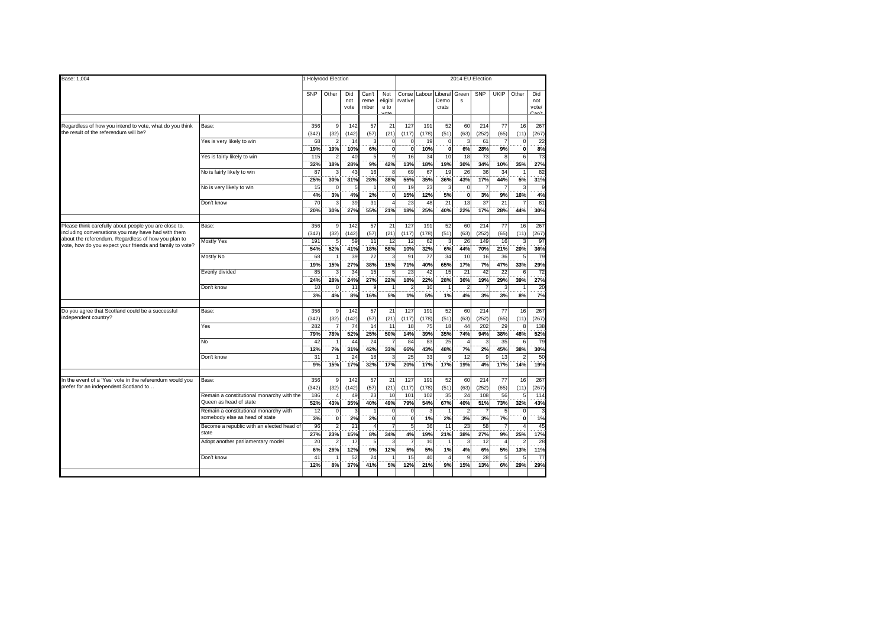| Base: 1,004 | | 1 Holyrood Election | | | | | 2014 EU Election | | | | | | | | |
|---|---|---|---|---|---|---|---|---|---|---|---|---|---|---|---|
| | | SNP | Other | Did not vote | Can't remember | Not eligible to vote | Conservative | Labour | Liberal Democrats | Greens | SNP | UKIP | Other | Did not vote/ Can't |
| Regardless of how you intend to vote, what do you think the result of the referendum will be? | Base: | 356 | 9 | 142 | 57 | 21 | 127 | 191 | 52 | 60 | 214 | 77 | 16 | 267 |
| | | (342) | (32) | (142) | (57) | (21) | (117) | (178) | (51) | (63) | (252) | (65) | (11) | (267) |
| | Yes is very likely to win | 68 | 2 | 14 | 3 | 0 | 0 | 19 | 0 | 3 | 61 | 7 | 0 | 22 |
| | | 19% | 19% | 10% | 6% | 0 | 0 | 10% | 0 | 6% | 28% | 9% | 0 | 8% |
| | Yes is fairly likely to win | 115 | 2 | 40 | 5 | 9 | 16 | 34 | 10 | 18 | 73 | 8 | 6 | 73 |
| | | 32% | 18% | 28% | 9% | 42% | 13% | 18% | 19% | 30% | 34% | 10% | 35% | 27% |
| | No is fairly likely to win | 87 | 3 | 43 | 16 | 8 | 69 | 67 | 19 | 26 | 36 | 34 | 1 | 82 |
| | | 25% | 30% | 31% | 28% | 38% | 55% | 35% | 36% | 43% | 17% | 44% | 5% | 31% |
| | No is very likely to win | 15 | 0 | 5 | 1 | 0 | 19 | 23 | 3 | 0 | 7 | 7 | 3 | 9 |
| | | 4% | 3% | 4% | 2% | 0 | 15% | 12% | 5% | 0 | 3% | 9% | 16% | 4% |
| | Don't know | 70 | 3 | 39 | 31 | 4 | 23 | 48 | 21 | 13 | 37 | 21 | 7 | 81 |
| | | 20% | 30% | 27% | 55% | 21% | 18% | 25% | 40% | 22% | 17% | 28% | 44% | 30% |
| Please think carefully about people you are close to, including conversations you may have had with them about the referendum. Regardless of how you plan to vote, how do you expect your friends and family to vote? | Base: | 356 | 9 | 142 | 57 | 21 | 127 | 191 | 52 | 60 | 214 | 77 | 16 | 267 |
| | | (342) | (32) | (142) | (57) | (21) | (117) | (178) | (51) | (63) | (252) | (65) | (11) | (267) |
| | Mostly Yes | 191 | 5 | 59 | 11 | 12 | 12 | 62 | 3 | 26 | 149 | 16 | 3 | 97 |
| | | 54% | 52% | 41% | 18% | 58% | 10% | 32% | 6% | 44% | 70% | 21% | 20% | 36% |
| | Mostly No | 68 | 1 | 39 | 22 | 3 | 91 | 77 | 34 | 10 | 16 | 36 | 5 | 79 |
| | | 19% | 15% | 27% | 38% | 15% | 71% | 40% | 65% | 17% | 7% | 47% | 33% | 29% |
| | Evenly divided | 85 | 3 | 34 | 15 | 5 | 23 | 42 | 15 | 21 | 42 | 22 | 6 | 72 |
| | | 24% | 28% | 24% | 27% | 22% | 18% | 22% | 28% | 36% | 19% | 29% | 39% | 27% |
| | Don't know | 10 | 0 | 11 | 9 | 1 | 2 | 10 | 1 | 2 | 7 | 3 | 1 | 20 |
| | | 3% | 4% | 8% | 16% | 5% | 1% | 5% | 1% | 4% | 3% | 3% | 8% | 7% |
| Do you agree that Scotland could be a successful independent country? | Base: | 356 | 9 | 142 | 57 | 21 | 127 | 191 | 52 | 60 | 214 | 77 | 16 | 267 |
| | | (342) | (32) | (142) | (57) | (21) | (117) | (178) | (51) | (63) | (252) | (65) | (11) | (267) |
| | Yes | 282 | 7 | 74 | 14 | 11 | 18 | 75 | 18 | 44 | 202 | 29 | 8 | 138 |
| | | 79% | 78% | 52% | 25% | 50% | 14% | 39% | 35% | 74% | 94% | 38% | 48% | 52% |
| | No | 42 | 1 | 44 | 24 | 7 | 84 | 83 | 25 | 4 | 3 | 35 | 6 | 79 |
| | | 12% | 7% | 31% | 42% | 33% | 66% | 43% | 48% | 7% | 2% | 45% | 38% | 30% |
| | Don't know | 31 | 1 | 24 | 18 | 3 | 25 | 33 | 9 | 12 | 9 | 13 | 2 | 50 |
| | | 9% | 15% | 17% | 32% | 17% | 20% | 17% | 17% | 19% | 4% | 17% | 14% | 19% |
| In the event of a 'Yes' vote in the referendum would you prefer for an independent Scotland to… | Base: | 356 | 9 | 142 | 57 | 21 | 127 | 191 | 52 | 60 | 214 | 77 | 16 | 267 |
| | | (342) | (32) | (142) | (57) | (21) | (117) | (178) | (51) | (63) | (252) | (65) | (11) | (267) |
| | Remain a constitutional monarchy with the Queen as head of state | 186 | 4 | 49 | 23 | 10 | 101 | 102 | 35 | 24 | 108 | 56 | 5 | 114 |
| | | 52% | 43% | 35% | 40% | 49% | 79% | 54% | 67% | 40% | 51% | 73% | 32% | 43% |
| | Remain a constitutional monarchy with somebody else as head of state | 12 | 0 | 3 | 1 | 0 | 0 | 3 | 1 | 2 | 7 | 5 | 0 | 3 |
| | | 3% | 0 | 2% | 2% | 0 | 0 | 1% | 2% | 3% | 3% | 7% | 0 | 1% |
| | Become a republic with an elected head of state | 96 | 2 | 21 | 4 | 7 | 5 | 36 | 11 | 23 | 58 | 7 | 4 | 45 |
| | | 27% | 23% | 15% | 8% | 34% | 4% | 19% | 21% | 38% | 27% | 9% | 25% | 17% |
| | Adopt another parliamentary model | 20 | 2 | 17 | 5 | 3 | 7 | 10 | 1 | 3 | 12 | 4 | 2 | 28 |
| | | 6% | 26% | 12% | 9% | 12% | 5% | 5% | 1% | 4% | 6% | 5% | 13% | 11% |
| | Don't know | 41 | 1 | 52 | 24 | 1 | 15 | 40 | 4 | 9 | 28 | 5 | 5 | 77 |
| | | 12% | 8% | 37% | 41% | 5% | 12% | 21% | 9% | 15% | 13% | 6% | 29% | 29% |